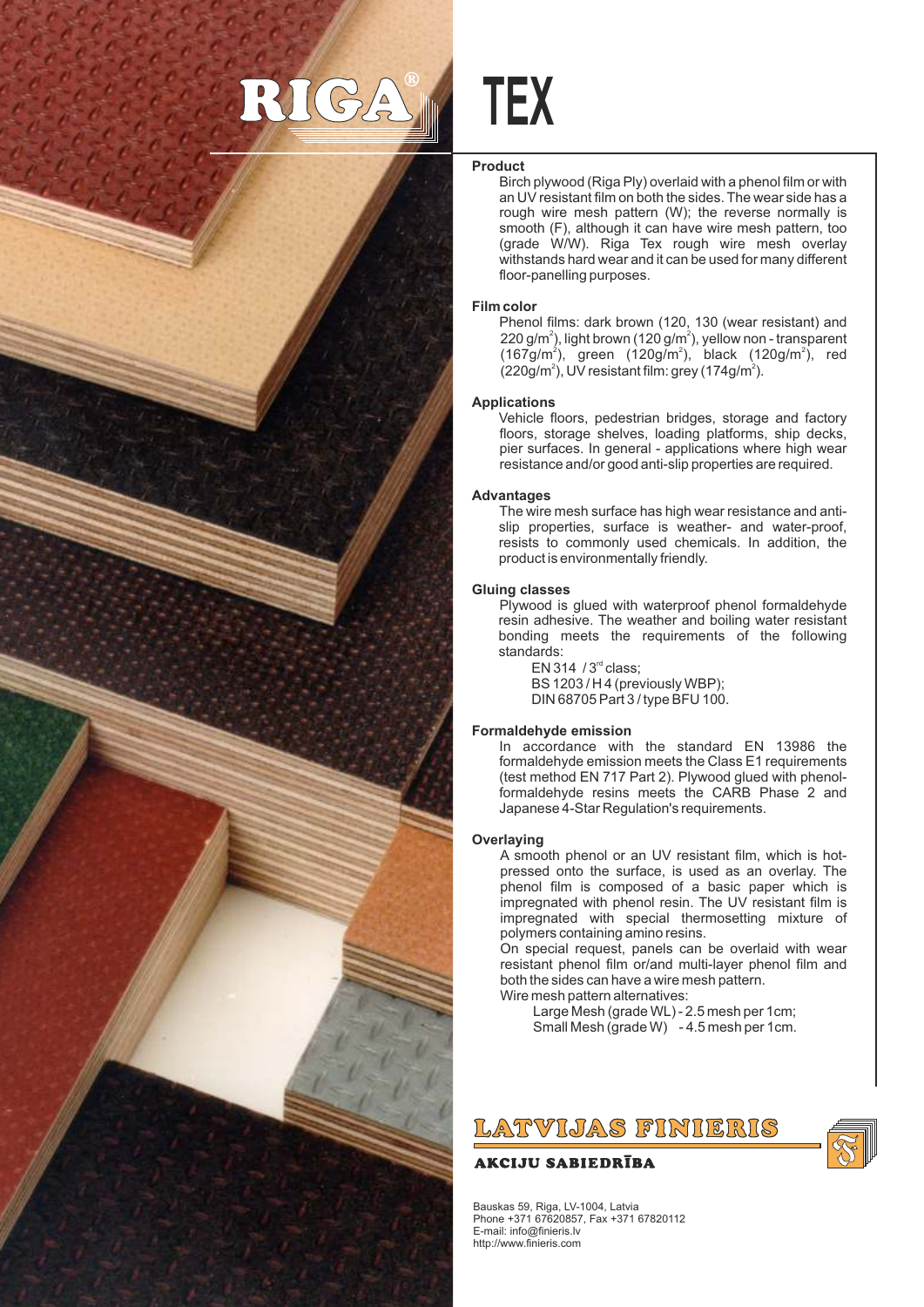# RIGA® TEX

## Product

Birch plywood (Riga Ply) overlaid with a phenol film or with an UV resistant film on both the sides. The wear side has a rough wire mesh pattern (W); the reverse normally is smooth (F), although it can have wire mesh pattern, too (grade W/W). Riga Tex rough wire mesh overlay withstands hard wear and it can be used for many different floor-panelling purposes.

## Film color

Phenol films: dark brown (120, 130 (wear resistant) and 220 g/m$^2$), light brown (120 g/m$^2$), yellow non - transparent (167g/m$^2$), green (120g/m$^2$), black (120g/m$^2$), red (220g/m$^2$), UV resistant film: grey (174g/m$^2$).

## Applications

Vehicle floors, pedestrian bridges, storage and factory floors, storage shelves, loading platforms, ship decks, pier surfaces. In general - applications where high wear resistance and/or good anti-slip properties are required.

## Advantages

The wire mesh surface has high wear resistance and anti-slip properties, surface is weather- and water-proof, resists to commonly used chemicals. In addition, the product is environmentally friendly.

## Gluing classes

Plywood is glued with waterproof phenol formaldehyde resin adhesive. The weather and boiling water resistant bonding meets the requirements of the following standards:

- EN 314 / 3$^{rd}$ class;
- BS 1203 / H 4 (previously WBP);
- DIN 68705 Part 3 / type BFU 100.

## Formaldehyde emission

In accordance with the standard EN 13986 the formaldehyde emission meets the Class E1 requirements (test method EN 717 Part 2). Plywood glued with phenol-formaldehyde resins meets the CARB Phase 2 and Japanese 4-Star Regulation's requirements.

## Overlaying

A smooth phenol or an UV resistant film, which is hot-pressed onto the surface, is used as an overlay. The phenol film is composed of a basic paper which is impregnated with phenol resin. The UV resistant film is impregnated with special thermosetting mixture of polymers containing amino resins.

On special request, panels can be overlaid with wear resistant phenol film or/and multi-layer phenol film and both the sides can have a wire mesh pattern.

Wire mesh pattern alternatives:

- Large Mesh (grade WL) - 2.5 mesh per 1cm;
- Small Mesh (grade W) - 4.5 mesh per 1cm.

**LATVIJAS FINIERIS**

**AKCIJU SABIEDRĪBA**

Bauskas 59, Riga, LV-1004, Latvia
Phone +371 67620857, Fax +371 67820112
E-mail: info@finieris.lv
http://www.finieris.com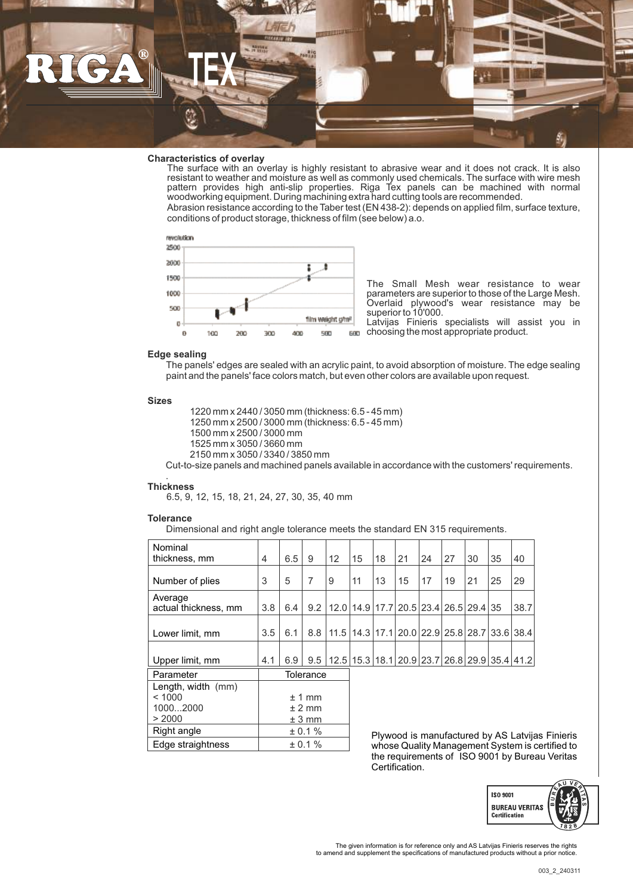RIGA® TEX

## Characteristics of overlay

The surface with an overlay is highly resistant to abrasive wear and it does not crack. It is also resistant to weather and moisture as well as commonly used chemicals. The surface with wire mesh pattern provides high anti-slip properties. Riga Tex panels can be machined with normal woodworking equipment. During machining extra hard cutting tools are recommended.

Abrasion resistance according to the Taber test (EN 438-2): depends on applied film, surface texture, conditions of product storage, thickness of film (see below) a.o.

revolution
2500
2000
1500
1000
500
0
0 100 200 300 400 500 600
film weight g/m²

The Small Mesh wear resistance to wear parameters are superior to those of the Large Mesh. Overlaid plywood's wear resistance may be superior to 10'000.

Latvijas Finieris specialists will assist you in choosing the most appropriate product.

## Edge sealing

The panels' edges are sealed with an acrylic paint, to avoid absorption of moisture. The edge sealing paint and the panels' face colors match, but even other colors are available upon request.

## Sizes

1220 mm x 2440 / 3050 mm (thickness: 6.5 - 45 mm)
1250 mm x 2500 / 3000 mm (thickness: 6.5 - 45 mm)
1500 mm x 2500 / 3000 mm
1525 mm x 3050 / 3660 mm
2150 mm x 3050 / 3340 / 3850 mm

Cut-to-size panels and machined panels available in accordance with the customers' requirements.

## Thickness

6.5, 9, 12, 15, 18, 21, 24, 27, 30, 35, 40 mm

## Tolerance

Dimensional and right angle tolerance meets the standard EN 315 requirements.

| Nominal thickness, mm | 4 | 6.5 | 9 | 12 | 15 | 18 | 21 | 24 | 27 | 30 | 35 | 40 |
|---|---|---|---|---|---|---|---|---|---|---|---|---|
| Number of plies | 3 | 5 | 7 | 9 | 11 | 13 | 15 | 17 | 19 | 21 | 25 | 29 |
| Average actual thickness, mm | 3.8 | 6.4 | 9.2 | 12.0 | 14.9 | 17.7 | 20.5 | 23.4 | 26.5 | 29.4 | 35 | 38.7 |
| Lower limit, mm | 3.5 | 6.1 | 8.8 | 11.5 | 14.3 | 17.1 | 20.0 | 22.9 | 25.8 | 28.7 | 33.6 | 38.4 |
| Upper limit, mm | 4.1 | 6.9 | 9.5 | 12.5 | 15.3 | 18.1 | 20.9 | 23.7 | 26.8 | 29.9 | 35.4 | 41.2 |

| Parameter | Tolerance |
|---|---|
| Length, width (mm) < 1000 | ± 1 mm |
| 1000...2000 | ± 2 mm |
| > 2000 | ± 3 mm |
| Right angle | ± 0.1 % |
| Edge straightness | ± 0.1 % |

Plywood is manufactured by AS Latvijas Finieris whose Quality Management System is certified to the requirements of ISO 9001 by Bureau Veritas Certification.

ISO 9001
BUREAU VERITAS
Certification

The given information is for reference only and AS Latvijas Finieris reserves the rights to amend and supplement the specifications of manufactured products without a prior notice.

003_2_240311